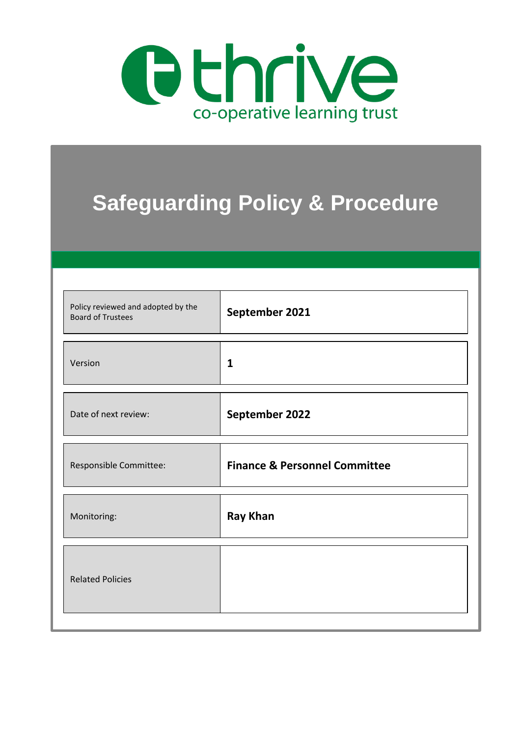thrive
co-operative learning trust

# Safeguarding Policy & Procedure

| | |
|---|---|
| Policy reviewed and adopted by the Board of Trustees | **September 2021** |
| Version | **1** |
| Date of next review: | **September 2022** |
| Responsible Committee: | **Finance & Personnel Committee** |
| Monitoring: | **Ray Khan** |
| Related Policies | |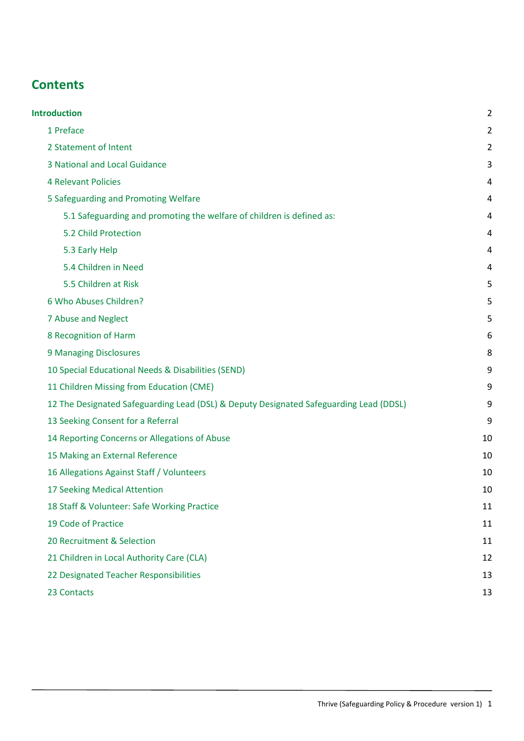# Contents

**Introduction** 2

- 1 Preface 2
- 2 Statement of Intent 2
- 3 National and Local Guidance 3
- 4 Relevant Policies 4
- 5 Safeguarding and Promoting Welfare 4
  - 5.1 Safeguarding and promoting the welfare of children is defined as: 4
  - 5.2 Child Protection 4
  - 5.3 Early Help 4
  - 5.4 Children in Need 4
  - 5.5 Children at Risk 5
- 6 Who Abuses Children? 5
- 7 Abuse and Neglect 5
- 8 Recognition of Harm 6
- 9 Managing Disclosures 8
- 10 Special Educational Needs & Disabilities (SEND) 9
- 11 Children Missing from Education (CME) 9
- 12 The Designated Safeguarding Lead (DSL) & Deputy Designated Safeguarding Lead (DDSL) 9
- 13 Seeking Consent for a Referral 9
- 14 Reporting Concerns or Allegations of Abuse 10
- 15 Making an External Reference 10
- 16 Allegations Against Staff / Volunteers 10
- 17 Seeking Medical Attention 10
- 18 Staff & Volunteer: Safe Working Practice 11
- 19 Code of Practice 11
- 20 Recruitment & Selection 11
- 21 Children in Local Authority Care (CLA) 12
- 22 Designated Teacher Responsibilities 13
- 23 Contacts 13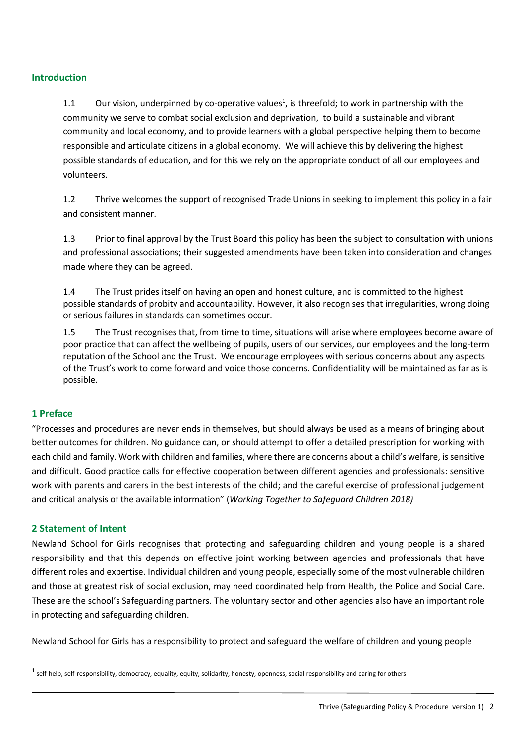## Introduction

1.1 Our vision, underpinned by co-operative values[1], is threefold; to work in partnership with the community we serve to combat social exclusion and deprivation, to build a sustainable and vibrant community and local economy, and to provide learners with a global perspective helping them to become responsible and articulate citizens in a global economy. We will achieve this by delivering the highest possible standards of education, and for this we rely on the appropriate conduct of all our employees and volunteers.

1.2 Thrive welcomes the support of recognised Trade Unions in seeking to implement this policy in a fair and consistent manner.

1.3 Prior to final approval by the Trust Board this policy has been the subject to consultation with unions and professional associations; their suggested amendments have been taken into consideration and changes made where they can be agreed.

1.4 The Trust prides itself on having an open and honest culture, and is committed to the highest possible standards of probity and accountability. However, it also recognises that irregularities, wrong doing or serious failures in standards can sometimes occur.

1.5 The Trust recognises that, from time to time, situations will arise where employees become aware of poor practice that can affect the wellbeing of pupils, users of our services, our employees and the long-term reputation of the School and the Trust. We encourage employees with serious concerns about any aspects of the Trust's work to come forward and voice those concerns. Confidentiality will be maintained as far as is possible.

## 1 Preface

"Processes and procedures are never ends in themselves, but should always be used as a means of bringing about better outcomes for children. No guidance can, or should attempt to offer a detailed prescription for working with each child and family. Work with children and families, where there are concerns about a child's welfare, is sensitive and difficult. Good practice calls for effective cooperation between different agencies and professionals: sensitive work with parents and carers in the best interests of the child; and the careful exercise of professional judgement and critical analysis of the available information" (*Working Together to Safeguard Children 2018)*

## 2 Statement of Intent

Newland School for Girls recognises that protecting and safeguarding children and young people is a shared responsibility and that this depends on effective joint working between agencies and professionals that have different roles and expertise. Individual children and young people, especially some of the most vulnerable children and those at greatest risk of social exclusion, may need coordinated help from Health, the Police and Social Care. These are the school's Safeguarding partners. The voluntary sector and other agencies also have an important role in protecting and safeguarding children.

Newland School for Girls has a responsibility to protect and safeguard the welfare of children and young people

[1] self-help, self-responsibility, democracy, equality, equity, solidarity, honesty, openness, social responsibility and caring for others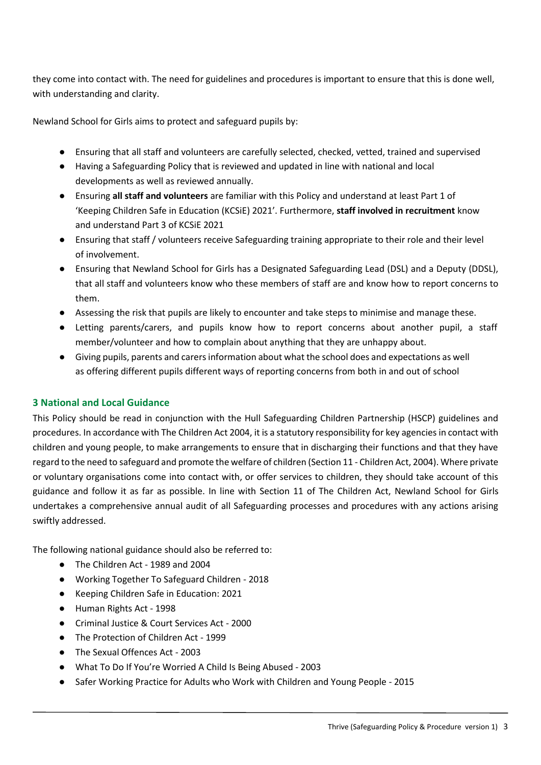they come into contact with. The need for guidelines and procedures is important to ensure that this is done well, with understanding and clarity.

Newland School for Girls aims to protect and safeguard pupils by:

- Ensuring that all staff and volunteers are carefully selected, checked, vetted, trained and supervised
- Having a Safeguarding Policy that is reviewed and updated in line with national and local developments as well as reviewed annually.
- Ensuring **all staff and volunteers** are familiar with this Policy and understand at least Part 1 of 'Keeping Children Safe in Education (KCSiE) 2021'. Furthermore, **staff involved in recruitment** know and understand Part 3 of KCSiE 2021
- Ensuring that staff / volunteers receive Safeguarding training appropriate to their role and their level of involvement.
- Ensuring that Newland School for Girls has a Designated Safeguarding Lead (DSL) and a Deputy (DDSL), that all staff and volunteers know who these members of staff are and know how to report concerns to them.
- Assessing the risk that pupils are likely to encounter and take steps to minimise and manage these.
- Letting parents/carers, and pupils know how to report concerns about another pupil, a staff member/volunteer and how to complain about anything that they are unhappy about.
- Giving pupils, parents and carers information about what the school does and expectations as well as offering different pupils different ways of reporting concerns from both in and out of school

## 3 National and Local Guidance

This Policy should be read in conjunction with the Hull Safeguarding Children Partnership (HSCP) guidelines and procedures. In accordance with The Children Act 2004, it is a statutory responsibility for key agencies in contact with children and young people, to make arrangements to ensure that in discharging their functions and that they have regard to the need to safeguard and promote the welfare of children (Section 11 - Children Act, 2004). Where private or voluntary organisations come into contact with, or offer services to children, they should take account of this guidance and follow it as far as possible. In line with Section 11 of The Children Act, Newland School for Girls undertakes a comprehensive annual audit of all Safeguarding processes and procedures with any actions arising swiftly addressed.

The following national guidance should also be referred to:

- The Children Act - 1989 and 2004
- Working Together To Safeguard Children - 2018
- Keeping Children Safe in Education: 2021
- Human Rights Act - 1998
- Criminal Justice & Court Services Act - 2000
- The Protection of Children Act - 1999
- The Sexual Offences Act - 2003
- What To Do If You're Worried A Child Is Being Abused - 2003
- Safer Working Practice for Adults who Work with Children and Young People - 2015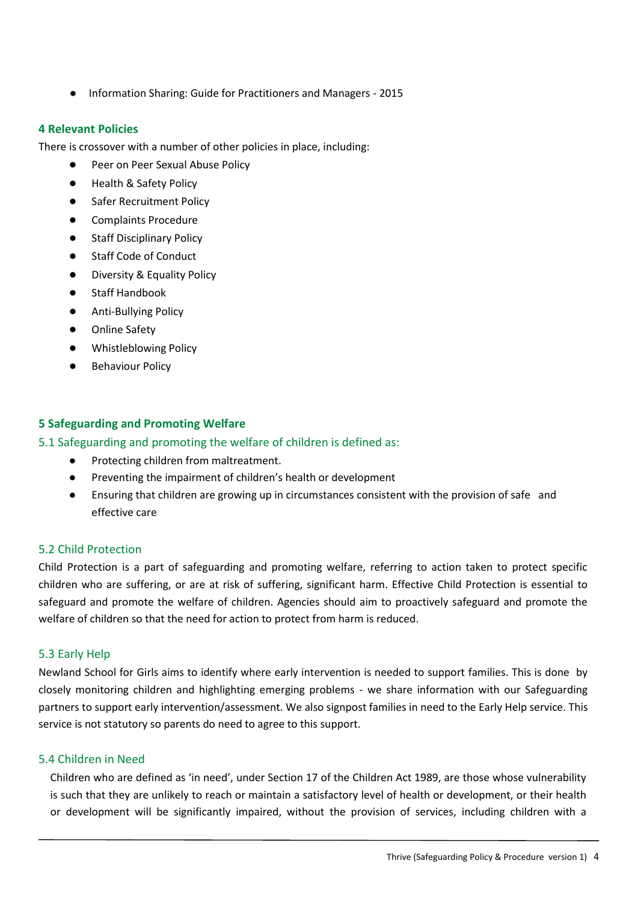- Information Sharing: Guide for Practitioners and Managers - 2015

## 4 Relevant Policies

There is crossover with a number of other policies in place, including:

- Peer on Peer Sexual Abuse Policy
- Health & Safety Policy
- Safer Recruitment Policy
- Complaints Procedure
- Staff Disciplinary Policy
- Staff Code of Conduct
- Diversity & Equality Policy
- Staff Handbook
- Anti-Bullying Policy
- Online Safety
- Whistleblowing Policy
- Behaviour Policy

## 5 Safeguarding and Promoting Welfare

### 5.1 Safeguarding and promoting the welfare of children is defined as:

- Protecting children from maltreatment.
- Preventing the impairment of children's health or development
- Ensuring that children are growing up in circumstances consistent with the provision of safe and effective care

### 5.2 Child Protection

Child Protection is a part of safeguarding and promoting welfare, referring to action taken to protect specific children who are suffering, or are at risk of suffering, significant harm. Effective Child Protection is essential to safeguard and promote the welfare of children. Agencies should aim to proactively safeguard and promote the welfare of children so that the need for action to protect from harm is reduced.

### 5.3 Early Help

Newland School for Girls aims to identify where early intervention is needed to support families. This is done by closely monitoring children and highlighting emerging problems - we share information with our Safeguarding partners to support early intervention/assessment. We also signpost families in need to the Early Help service. This service is not statutory so parents do need to agree to this support.

### 5.4 Children in Need

Children who are defined as 'in need', under Section 17 of the Children Act 1989, are those whose vulnerability is such that they are unlikely to reach or maintain a satisfactory level of health or development, or their health or development will be significantly impaired, without the provision of services, including children with a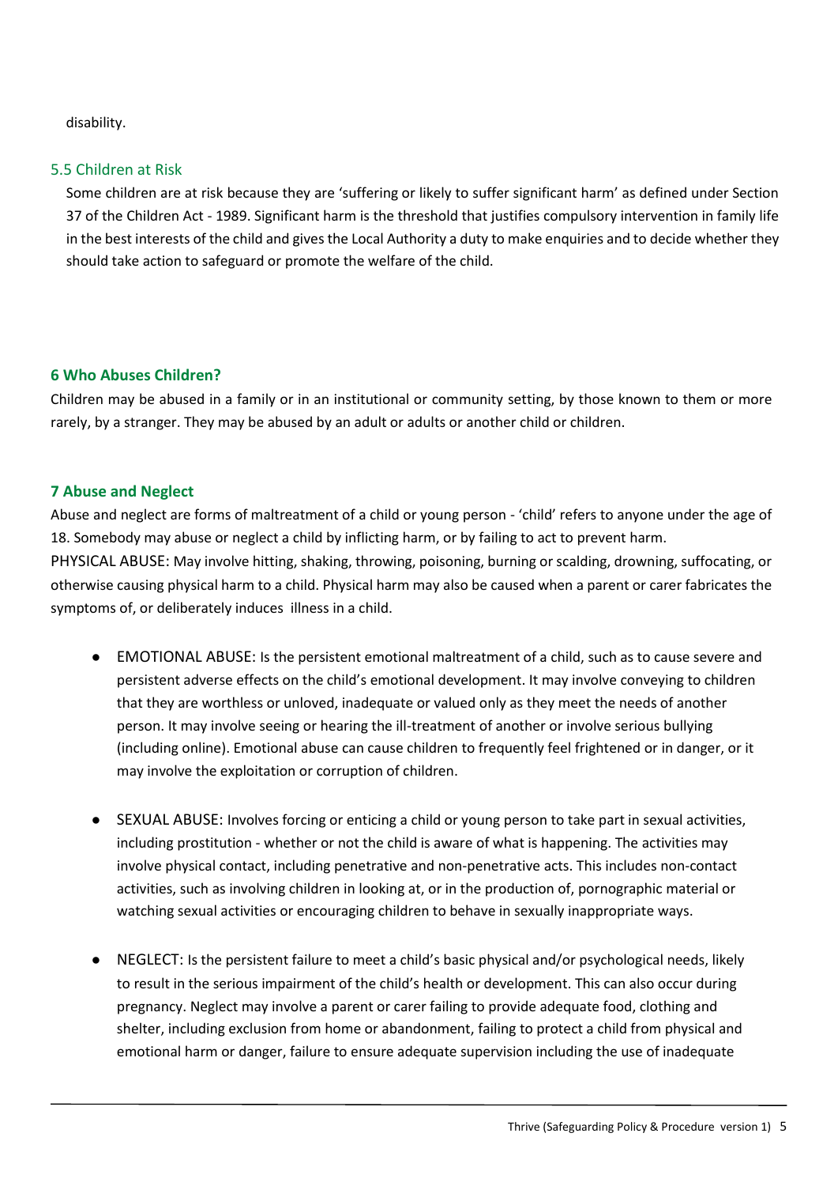disability.

### 5.5 Children at Risk

Some children are at risk because they are 'suffering or likely to suffer significant harm' as defined under Section 37 of the Children Act - 1989. Significant harm is the threshold that justifies compulsory intervention in family life in the best interests of the child and gives the Local Authority a duty to make enquiries and to decide whether they should take action to safeguard or promote the welfare of the child.

## 6 Who Abuses Children?

Children may be abused in a family or in an institutional or community setting, by those known to them or more rarely, by a stranger. They may be abused by an adult or adults or another child or children.

## 7 Abuse and Neglect

Abuse and neglect are forms of maltreatment of a child or young person - 'child' refers to anyone under the age of 18. Somebody may abuse or neglect a child by inflicting harm, or by failing to act to prevent harm.
PHYSICAL ABUSE: May involve hitting, shaking, throwing, poisoning, burning or scalding, drowning, suffocating, or otherwise causing physical harm to a child. Physical harm may also be caused when a parent or carer fabricates the symptoms of, or deliberately induces illness in a child.

- EMOTIONAL ABUSE: Is the persistent emotional maltreatment of a child, such as to cause severe and persistent adverse effects on the child's emotional development. It may involve conveying to children that they are worthless or unloved, inadequate or valued only as they meet the needs of another person. It may involve seeing or hearing the ill-treatment of another or involve serious bullying (including online). Emotional abuse can cause children to frequently feel frightened or in danger, or it may involve the exploitation or corruption of children.

- SEXUAL ABUSE: Involves forcing or enticing a child or young person to take part in sexual activities, including prostitution - whether or not the child is aware of what is happening. The activities may involve physical contact, including penetrative and non-penetrative acts. This includes non-contact activities, such as involving children in looking at, or in the production of, pornographic material or watching sexual activities or encouraging children to behave in sexually inappropriate ways.

- NEGLECT: Is the persistent failure to meet a child's basic physical and/or psychological needs, likely to result in the serious impairment of the child's health or development. This can also occur during pregnancy. Neglect may involve a parent or carer failing to provide adequate food, clothing and shelter, including exclusion from home or abandonment, failing to protect a child from physical and emotional harm or danger, failure to ensure adequate supervision including the use of inadequate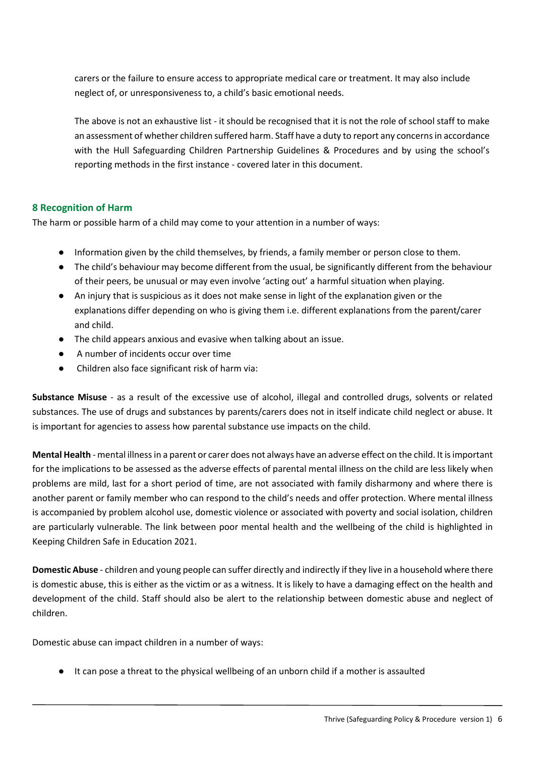carers or the failure to ensure access to appropriate medical care or treatment. It may also include neglect of, or unresponsiveness to, a child's basic emotional needs.

The above is not an exhaustive list - it should be recognised that it is not the role of school staff to make an assessment of whether children suffered harm. Staff have a duty to report any concerns in accordance with the Hull Safeguarding Children Partnership Guidelines & Procedures and by using the school's reporting methods in the first instance - covered later in this document.

## 8 Recognition of Harm

The harm or possible harm of a child may come to your attention in a number of ways:

- Information given by the child themselves, by friends, a family member or person close to them.
- The child's behaviour may become different from the usual, be significantly different from the behaviour of their peers, be unusual or may even involve 'acting out' a harmful situation when playing.
- An injury that is suspicious as it does not make sense in light of the explanation given or the explanations differ depending on who is giving them i.e. different explanations from the parent/carer and child.
- The child appears anxious and evasive when talking about an issue.
- A number of incidents occur over time
- Children also face significant risk of harm via:

**Substance Misuse** - as a result of the excessive use of alcohol, illegal and controlled drugs, solvents or related substances. The use of drugs and substances by parents/carers does not in itself indicate child neglect or abuse. It is important for agencies to assess how parental substance use impacts on the child.

**Mental Health** - mental illness in a parent or carer does not always have an adverse effect on the child. It is important for the implications to be assessed as the adverse effects of parental mental illness on the child are less likely when problems are mild, last for a short period of time, are not associated with family disharmony and where there is another parent or family member who can respond to the child's needs and offer protection. Where mental illness is accompanied by problem alcohol use, domestic violence or associated with poverty and social isolation, children are particularly vulnerable. The link between poor mental health and the wellbeing of the child is highlighted in Keeping Children Safe in Education 2021.

**Domestic Abuse** - children and young people can suffer directly and indirectly if they live in a household where there is domestic abuse, this is either as the victim or as a witness. It is likely to have a damaging effect on the health and development of the child. Staff should also be alert to the relationship between domestic abuse and neglect of children.

Domestic abuse can impact children in a number of ways:

- It can pose a threat to the physical wellbeing of an unborn child if a mother is assaulted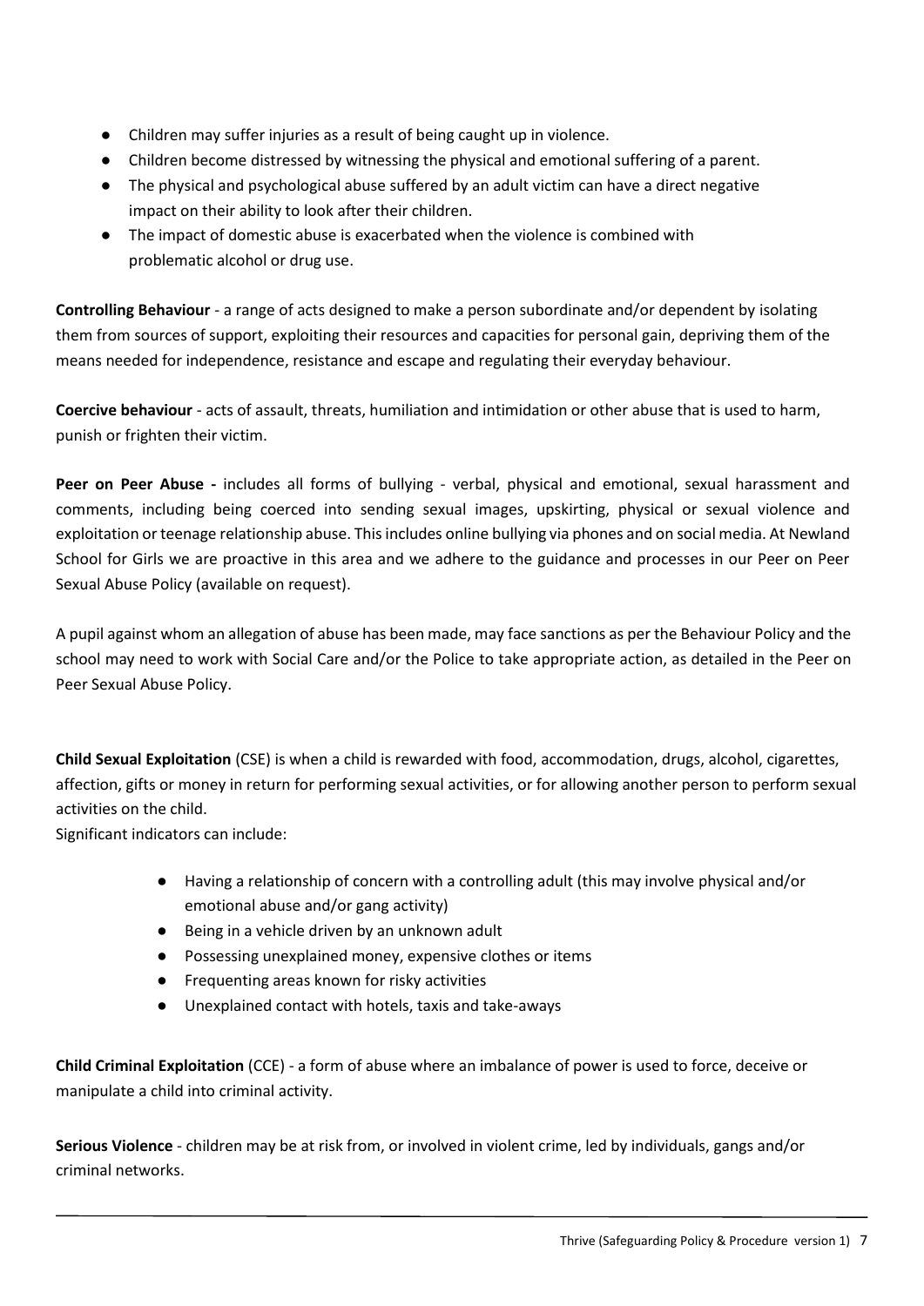- Children may suffer injuries as a result of being caught up in violence.
- Children become distressed by witnessing the physical and emotional suffering of a parent.
- The physical and psychological abuse suffered by an adult victim can have a direct negative impact on their ability to look after their children.
- The impact of domestic abuse is exacerbated when the violence is combined with problematic alcohol or drug use.

**Controlling Behaviour** - a range of acts designed to make a person subordinate and/or dependent by isolating them from sources of support, exploiting their resources and capacities for personal gain, depriving them of the means needed for independence, resistance and escape and regulating their everyday behaviour.

**Coercive behaviour** - acts of assault, threats, humiliation and intimidation or other abuse that is used to harm, punish or frighten their victim.

**Peer on Peer Abuse -** includes all forms of bullying - verbal, physical and emotional, sexual harassment and comments, including being coerced into sending sexual images, upskirting, physical or sexual violence and exploitation or teenage relationship abuse. This includes online bullying via phones and on social media. At Newland School for Girls we are proactive in this area and we adhere to the guidance and processes in our Peer on Peer Sexual Abuse Policy (available on request).

A pupil against whom an allegation of abuse has been made, may face sanctions as per the Behaviour Policy and the school may need to work with Social Care and/or the Police to take appropriate action, as detailed in the Peer on Peer Sexual Abuse Policy.

**Child Sexual Exploitation** (CSE) is when a child is rewarded with food, accommodation, drugs, alcohol, cigarettes, affection, gifts or money in return for performing sexual activities, or for allowing another person to perform sexual activities on the child.

Significant indicators can include:

- Having a relationship of concern with a controlling adult (this may involve physical and/or emotional abuse and/or gang activity)
- Being in a vehicle driven by an unknown adult
- Possessing unexplained money, expensive clothes or items
- Frequenting areas known for risky activities
- Unexplained contact with hotels, taxis and take-aways

**Child Criminal Exploitation** (CCE) - a form of abuse where an imbalance of power is used to force, deceive or manipulate a child into criminal activity.

**Serious Violence** - children may be at risk from, or involved in violent crime, led by individuals, gangs and/or criminal networks.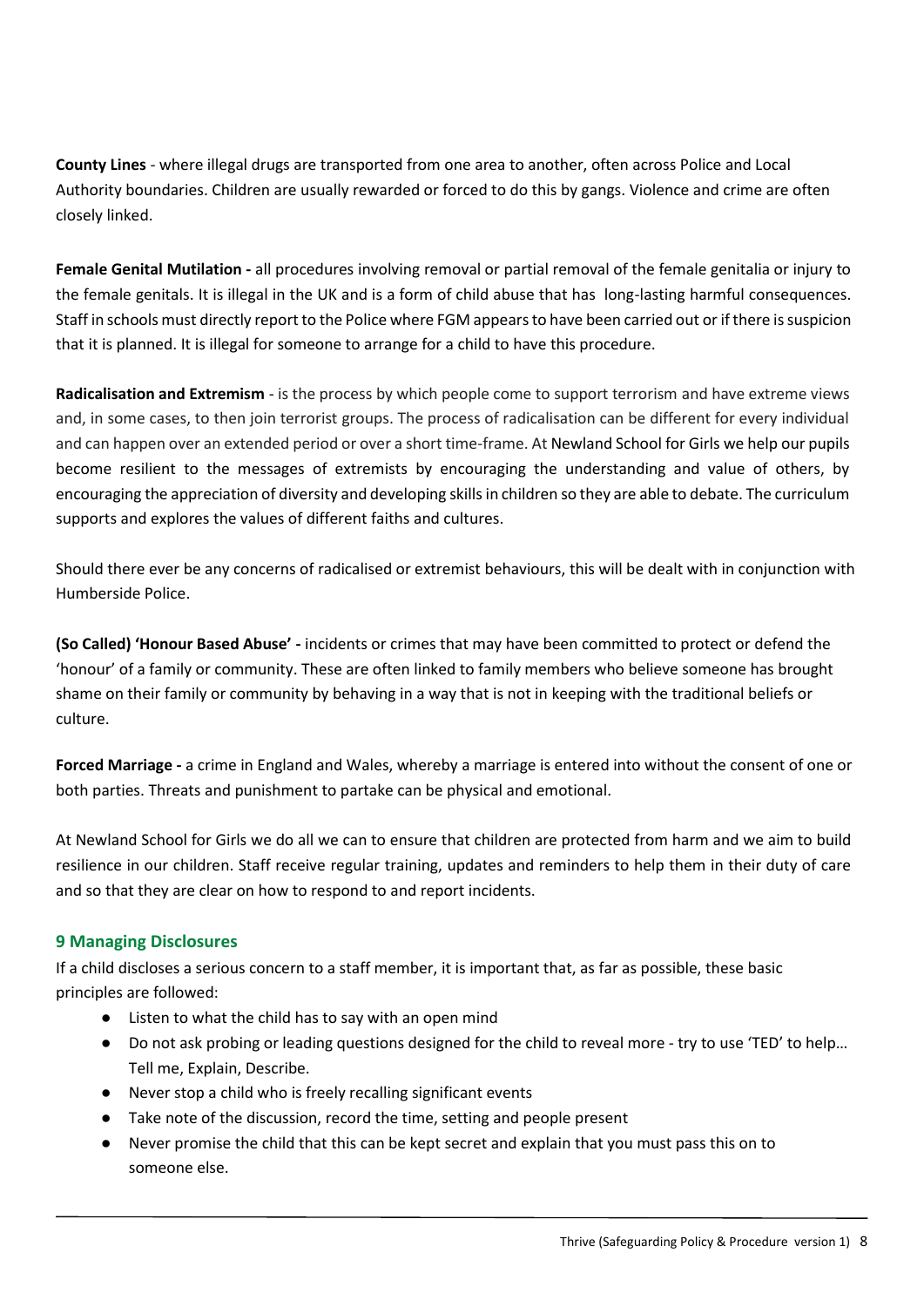**County Lines** - where illegal drugs are transported from one area to another, often across Police and Local Authority boundaries. Children are usually rewarded or forced to do this by gangs. Violence and crime are often closely linked.

**Female Genital Mutilation -** all procedures involving removal or partial removal of the female genitalia or injury to the female genitals. It is illegal in the UK and is a form of child abuse that has long-lasting harmful consequences. Staff in schools must directly report to the Police where FGM appears to have been carried out or if there is suspicion that it is planned. It is illegal for someone to arrange for a child to have this procedure.

**Radicalisation and Extremism** - is the process by which people come to support terrorism and have extreme views and, in some cases, to then join terrorist groups. The process of radicalisation can be different for every individual and can happen over an extended period or over a short time-frame. At Newland School for Girls we help our pupils become resilient to the messages of extremists by encouraging the understanding and value of others, by encouraging the appreciation of diversity and developing skills in children so they are able to debate. The curriculum supports and explores the values of different faiths and cultures.

Should there ever be any concerns of radicalised or extremist behaviours, this will be dealt with in conjunction with Humberside Police.

**(So Called) 'Honour Based Abuse' -** incidents or crimes that may have been committed to protect or defend the 'honour' of a family or community. These are often linked to family members who believe someone has brought shame on their family or community by behaving in a way that is not in keeping with the traditional beliefs or culture.

**Forced Marriage -** a crime in England and Wales, whereby a marriage is entered into without the consent of one or both parties. Threats and punishment to partake can be physical and emotional.

At Newland School for Girls we do all we can to ensure that children are protected from harm and we aim to build resilience in our children. Staff receive regular training, updates and reminders to help them in their duty of care and so that they are clear on how to respond to and report incidents.

## 9 Managing Disclosures

If a child discloses a serious concern to a staff member, it is important that, as far as possible, these basic principles are followed:

- Listen to what the child has to say with an open mind
- Do not ask probing or leading questions designed for the child to reveal more - try to use 'TED' to help… Tell me, Explain, Describe.
- Never stop a child who is freely recalling significant events
- Take note of the discussion, record the time, setting and people present
- Never promise the child that this can be kept secret and explain that you must pass this on to someone else.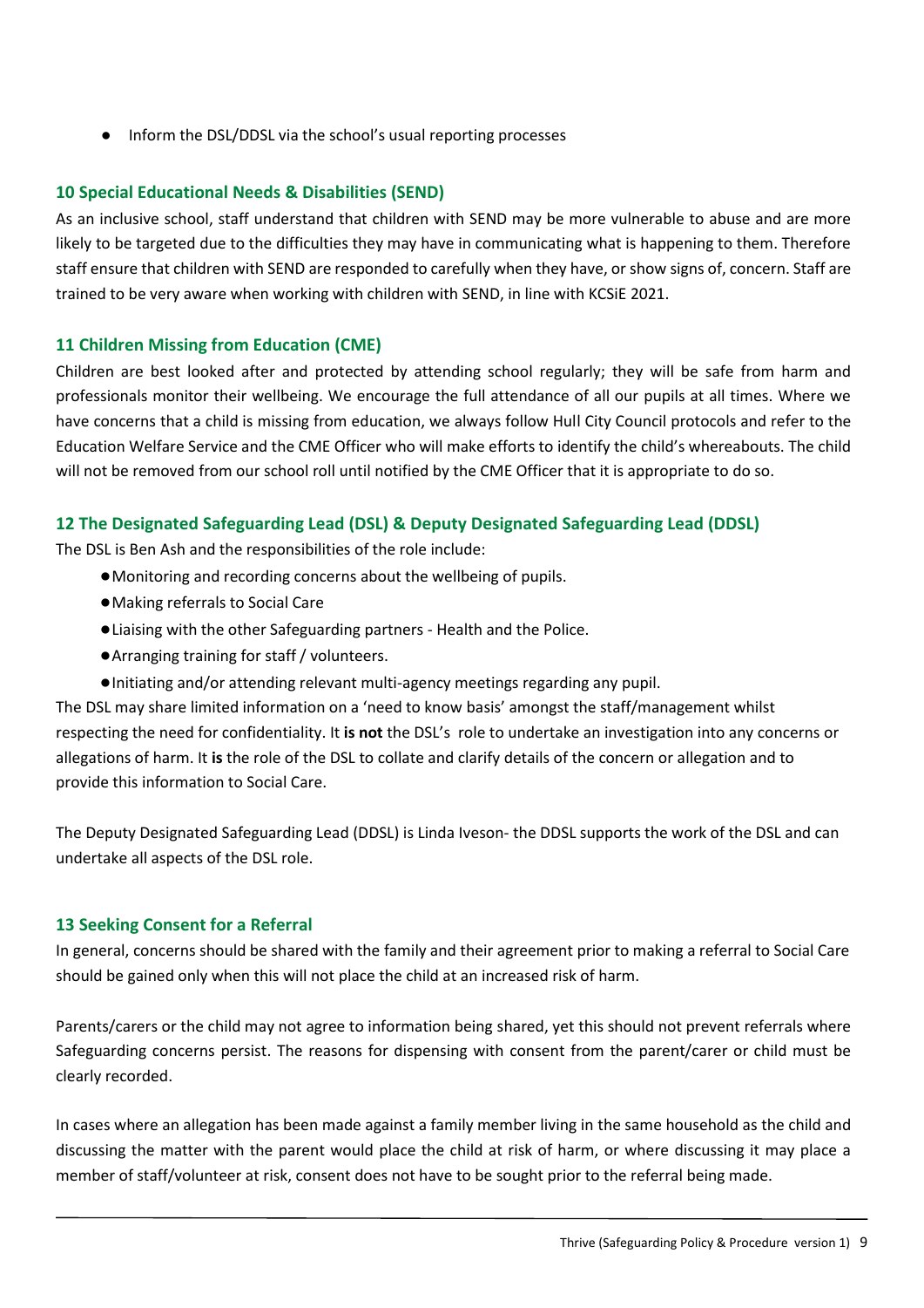- Inform the DSL/DDSL via the school's usual reporting processes

## 10 Special Educational Needs & Disabilities (SEND)

As an inclusive school, staff understand that children with SEND may be more vulnerable to abuse and are more likely to be targeted due to the difficulties they may have in communicating what is happening to them. Therefore staff ensure that children with SEND are responded to carefully when they have, or show signs of, concern. Staff are trained to be very aware when working with children with SEND, in line with KCSiE 2021.

## 11 Children Missing from Education (CME)

Children are best looked after and protected by attending school regularly; they will be safe from harm and professionals monitor their wellbeing. We encourage the full attendance of all our pupils at all times. Where we have concerns that a child is missing from education, we always follow Hull City Council protocols and refer to the Education Welfare Service and the CME Officer who will make efforts to identify the child's whereabouts. The child will not be removed from our school roll until notified by the CME Officer that it is appropriate to do so.

## 12 The Designated Safeguarding Lead (DSL) & Deputy Designated Safeguarding Lead (DDSL)

The DSL is Ben Ash and the responsibilities of the role include:

- Monitoring and recording concerns about the wellbeing of pupils.
- Making referrals to Social Care
- Liaising with the other Safeguarding partners - Health and the Police.
- Arranging training for staff / volunteers.
- Initiating and/or attending relevant multi-agency meetings regarding any pupil.

The DSL may share limited information on a 'need to know basis' amongst the staff/management whilst respecting the need for confidentiality. It **is not** the DSL's role to undertake an investigation into any concerns or allegations of harm. It **is** the role of the DSL to collate and clarify details of the concern or allegation and to provide this information to Social Care.

The Deputy Designated Safeguarding Lead (DDSL) is Linda Iveson- the DDSL supports the work of the DSL and can undertake all aspects of the DSL role.

## 13 Seeking Consent for a Referral

In general, concerns should be shared with the family and their agreement prior to making a referral to Social Care should be gained only when this will not place the child at an increased risk of harm.

Parents/carers or the child may not agree to information being shared, yet this should not prevent referrals where Safeguarding concerns persist. The reasons for dispensing with consent from the parent/carer or child must be clearly recorded.

In cases where an allegation has been made against a family member living in the same household as the child and discussing the matter with the parent would place the child at risk of harm, or where discussing it may place a member of staff/volunteer at risk, consent does not have to be sought prior to the referral being made.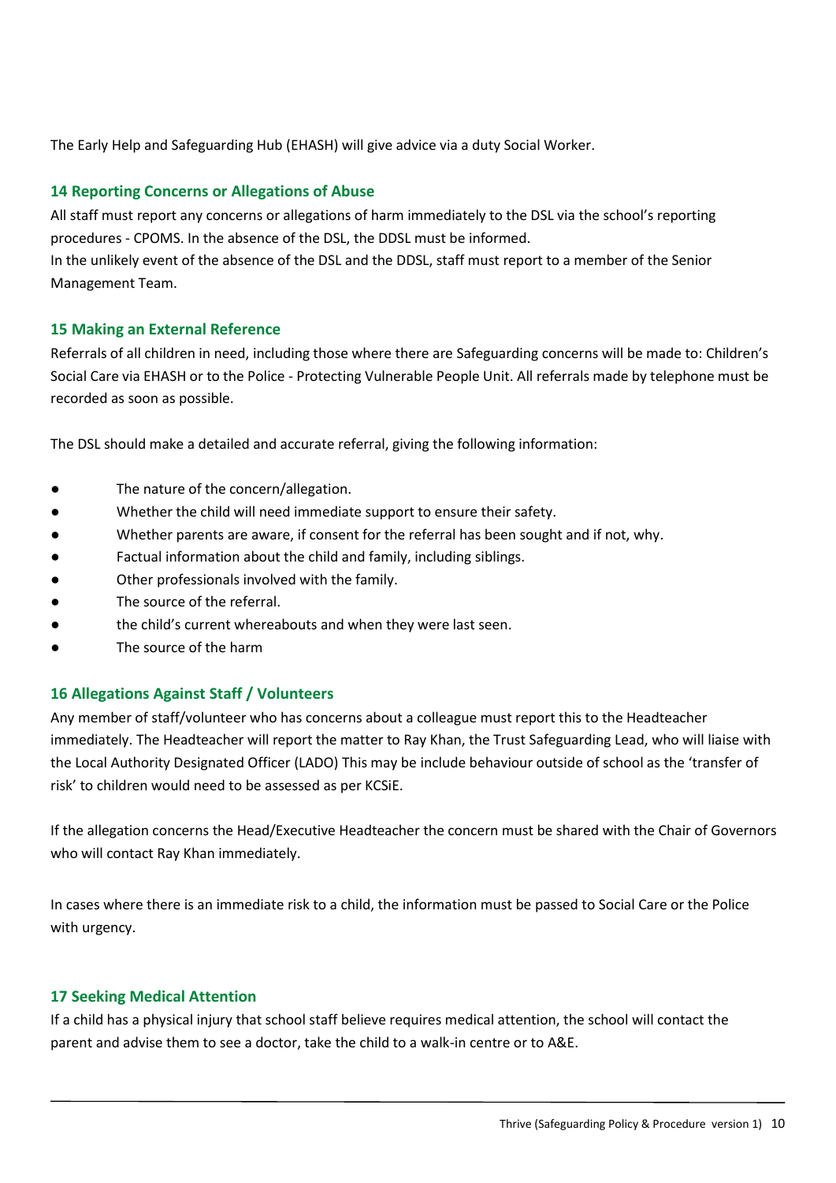The Early Help and Safeguarding Hub (EHASH) will give advice via a duty Social Worker.

## 14 Reporting Concerns or Allegations of Abuse

All staff must report any concerns or allegations of harm immediately to the DSL via the school's reporting procedures - CPOMS. In the absence of the DSL, the DDSL must be informed.
In the unlikely event of the absence of the DSL and the DDSL, staff must report to a member of the Senior Management Team.

## 15 Making an External Reference

Referrals of all children in need, including those where there are Safeguarding concerns will be made to: Children's Social Care via EHASH or to the Police - Protecting Vulnerable People Unit. All referrals made by telephone must be recorded as soon as possible.

The DSL should make a detailed and accurate referral, giving the following information:

- The nature of the concern/allegation.
- Whether the child will need immediate support to ensure their safety.
- Whether parents are aware, if consent for the referral has been sought and if not, why.
- Factual information about the child and family, including siblings.
- Other professionals involved with the family.
- The source of the referral.
- the child's current whereabouts and when they were last seen.
- The source of the harm

## 16 Allegations Against Staff / Volunteers

Any member of staff/volunteer who has concerns about a colleague must report this to the Headteacher immediately. The Headteacher will report the matter to Ray Khan, the Trust Safeguarding Lead, who will liaise with the Local Authority Designated Officer (LADO) This may be include behaviour outside of school as the 'transfer of risk' to children would need to be assessed as per KCSiE.

If the allegation concerns the Head/Executive Headteacher the concern must be shared with the Chair of Governors who will contact Ray Khan immediately.

In cases where there is an immediate risk to a child, the information must be passed to Social Care or the Police with urgency.

## 17 Seeking Medical Attention

If a child has a physical injury that school staff believe requires medical attention, the school will contact the parent and advise them to see a doctor, take the child to a walk-in centre or to A&E.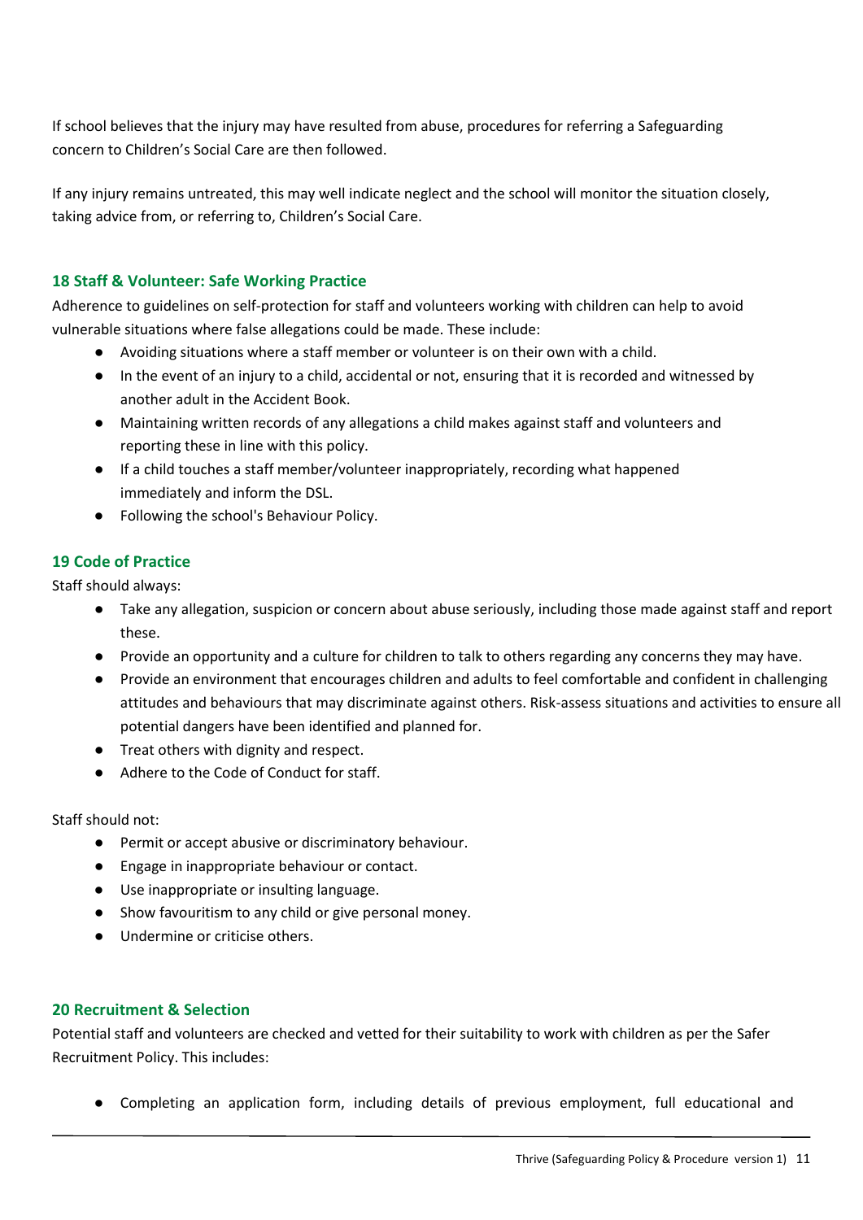If school believes that the injury may have resulted from abuse, procedures for referring a Safeguarding concern to Children's Social Care are then followed.

If any injury remains untreated, this may well indicate neglect and the school will monitor the situation closely, taking advice from, or referring to, Children's Social Care.

## 18 Staff & Volunteer: Safe Working Practice

Adherence to guidelines on self-protection for staff and volunteers working with children can help to avoid vulnerable situations where false allegations could be made. These include:

- Avoiding situations where a staff member or volunteer is on their own with a child.
- In the event of an injury to a child, accidental or not, ensuring that it is recorded and witnessed by another adult in the Accident Book.
- Maintaining written records of any allegations a child makes against staff and volunteers and reporting these in line with this policy.
- If a child touches a staff member/volunteer inappropriately, recording what happened immediately and inform the DSL.
- Following the school's Behaviour Policy.

## 19 Code of Practice

Staff should always:

- Take any allegation, suspicion or concern about abuse seriously, including those made against staff and report these.
- Provide an opportunity and a culture for children to talk to others regarding any concerns they may have.
- Provide an environment that encourages children and adults to feel comfortable and confident in challenging attitudes and behaviours that may discriminate against others. Risk-assess situations and activities to ensure all potential dangers have been identified and planned for.
- Treat others with dignity and respect.
- Adhere to the Code of Conduct for staff.

Staff should not:

- Permit or accept abusive or discriminatory behaviour.
- Engage in inappropriate behaviour or contact.
- Use inappropriate or insulting language.
- Show favouritism to any child or give personal money.
- Undermine or criticise others.

## 20 Recruitment & Selection

Potential staff and volunteers are checked and vetted for their suitability to work with children as per the Safer Recruitment Policy. This includes:

- Completing an application form, including details of previous employment, full educational and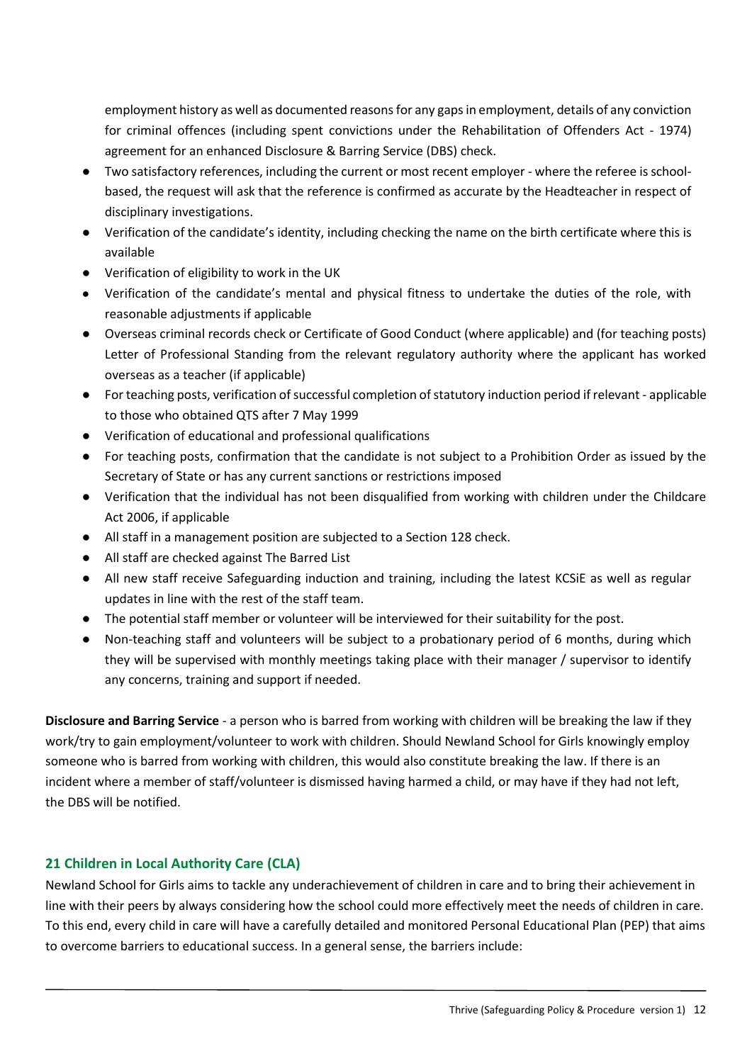employment history as well as documented reasons for any gaps in employment, details of any conviction for criminal offences (including spent convictions under the Rehabilitation of Offenders Act - 1974) agreement for an enhanced Disclosure & Barring Service (DBS) check.

- Two satisfactory references, including the current or most recent employer - where the referee is school-based, the request will ask that the reference is confirmed as accurate by the Headteacher in respect of disciplinary investigations.
- Verification of the candidate's identity, including checking the name on the birth certificate where this is available
- Verification of eligibility to work in the UK
- Verification of the candidate's mental and physical fitness to undertake the duties of the role, with reasonable adjustments if applicable
- Overseas criminal records check or Certificate of Good Conduct (where applicable) and (for teaching posts) Letter of Professional Standing from the relevant regulatory authority where the applicant has worked overseas as a teacher (if applicable)
- For teaching posts, verification of successful completion of statutory induction period if relevant - applicable to those who obtained QTS after 7 May 1999
- Verification of educational and professional qualifications
- For teaching posts, confirmation that the candidate is not subject to a Prohibition Order as issued by the Secretary of State or has any current sanctions or restrictions imposed
- Verification that the individual has not been disqualified from working with children under the Childcare Act 2006, if applicable
- All staff in a management position are subjected to a Section 128 check.
- All staff are checked against The Barred List
- All new staff receive Safeguarding induction and training, including the latest KCSiE as well as regular updates in line with the rest of the staff team.
- The potential staff member or volunteer will be interviewed for their suitability for the post.
- Non-teaching staff and volunteers will be subject to a probationary period of 6 months, during which they will be supervised with monthly meetings taking place with their manager / supervisor to identify any concerns, training and support if needed.

**Disclosure and Barring Service** - a person who is barred from working with children will be breaking the law if they work/try to gain employment/volunteer to work with children. Should Newland School for Girls knowingly employ someone who is barred from working with children, this would also constitute breaking the law. If there is an incident where a member of staff/volunteer is dismissed having harmed a child, or may have if they had not left, the DBS will be notified.

## 21 Children in Local Authority Care (CLA)

Newland School for Girls aims to tackle any underachievement of children in care and to bring their achievement in line with their peers by always considering how the school could more effectively meet the needs of children in care. To this end, every child in care will have a carefully detailed and monitored Personal Educational Plan (PEP) that aims to overcome barriers to educational success. In a general sense, the barriers include: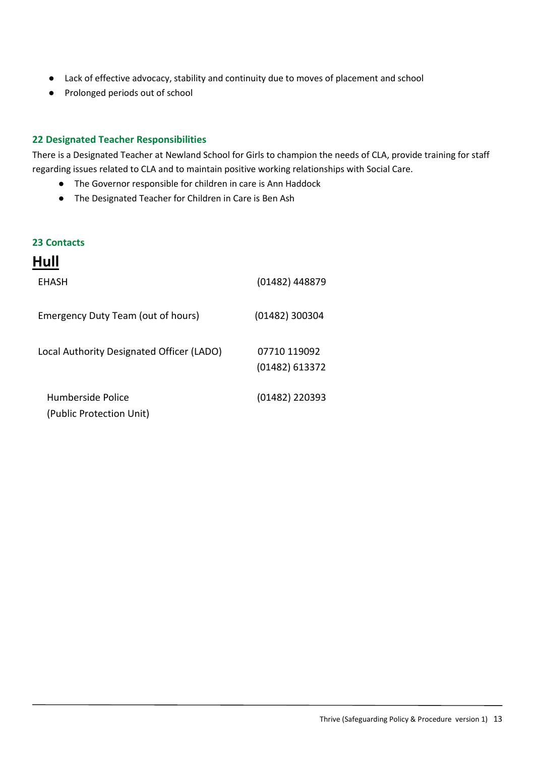- Lack of effective advocacy, stability and continuity due to moves of placement and school
- Prolonged periods out of school

## 22 Designated Teacher Responsibilities

There is a Designated Teacher at Newland School for Girls to champion the needs of CLA, provide training for staff regarding issues related to CLA and to maintain positive working relationships with Social Care.

- The Governor responsible for children in care is Ann Haddock
- The Designated Teacher for Children in Care is Ben Ash

## 23 Contacts

### **Hull**

| | |
|---|---|
| EHASH | (01482) 448879 |
| Emergency Duty Team (out of hours) | (01482) 300304 |
| Local Authority Designated Officer (LADO) | 07710 119092<br>(01482) 613372 |
| Humberside Police<br>(Public Protection Unit) | (01482) 220393 |